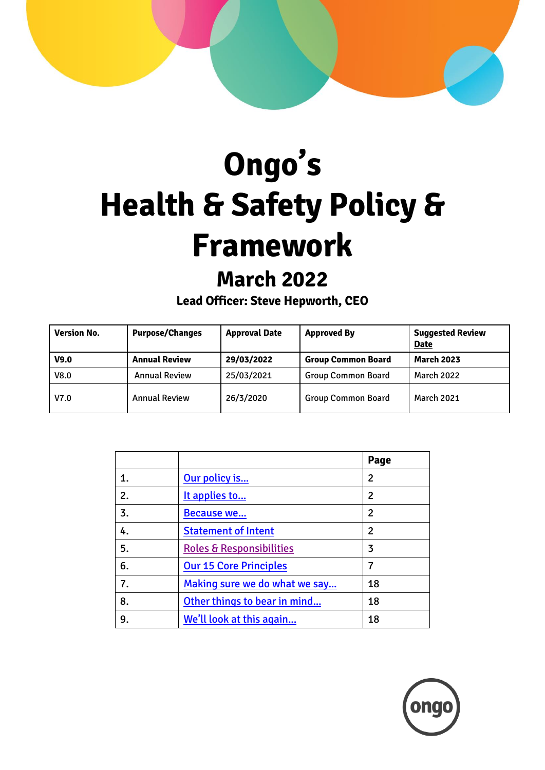# Ongo's Health & Safety Policy & Framework

## March 2022

**Lead Officer: Steve Hepworth, CEO**

| Version No. | Purpose/Changes | Approval Date | Approved By | Suggested Review Date |
|---|---|---|---|---|
| **V9.0** | **Annual Review** | **29/03/2022** | **Group Common Board** | **March 2023** |
| V8.0 | Annual Review | 25/03/2021 | Group Common Board | March 2022 |
| V7.0 | Annual Review | 26/3/2020 | Group Common Board | March 2021 |

| | | Page |
|---|---|---|
| 1. | Our policy is… | 2 |
| 2. | It applies to… | 2 |
| 3. | Because we… | 2 |
| 4. | Statement of Intent | 2 |
| 5. | Roles & Responsibilities | 3 |
| 6. | Our 15 Core Principles | 7 |
| 7. | Making sure we do what we say… | 18 |
| 8. | Other things to bear in mind… | 18 |
| 9. | We'll look at this again… | 18 |

ongo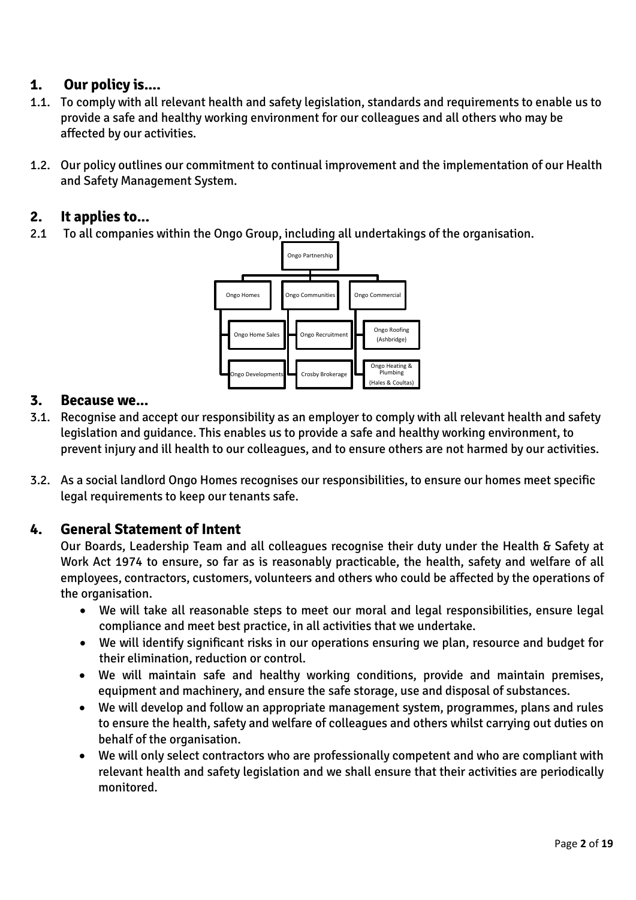## 1. Our policy is....

1.1. To comply with all relevant health and safety legislation, standards and requirements to enable us to provide a safe and healthy working environment for our colleagues and all others who may be affected by our activities.

1.2. Our policy outlines our commitment to continual improvement and the implementation of our Health and Safety Management System.

## 2. It applies to...

2.1 To all companies within the Ongo Group, including all undertakings of the organisation.

Ongo Partnership

Ongo Homes

Ongo Communities

Ongo Commercial

Ongo Home Sales

Ongo Recruitment

Ongo Roofing (Ashbridge)

Ongo Developments

Crosby Brokerage

Ongo Heating & Plumbing (Hales & Coultas)

## 3. Because we...

3.1. Recognise and accept our responsibility as an employer to comply with all relevant health and safety legislation and guidance. This enables us to provide a safe and healthy working environment, to prevent injury and ill health to our colleagues, and to ensure others are not harmed by our activities.

3.2. As a social landlord Ongo Homes recognises our responsibilities, to ensure our homes meet specific legal requirements to keep our tenants safe.

## 4. General Statement of Intent

Our Boards, Leadership Team and all colleagues recognise their duty under the Health & Safety at Work Act 1974 to ensure, so far as is reasonably practicable, the health, safety and welfare of all employees, contractors, customers, volunteers and others who could be affected by the operations of the organisation.

- We will take all reasonable steps to meet our moral and legal responsibilities, ensure legal compliance and meet best practice, in all activities that we undertake.
- We will identify significant risks in our operations ensuring we plan, resource and budget for their elimination, reduction or control.
- We will maintain safe and healthy working conditions, provide and maintain premises, equipment and machinery, and ensure the safe storage, use and disposal of substances.
- We will develop and follow an appropriate management system, programmes, plans and rules to ensure the health, safety and welfare of colleagues and others whilst carrying out duties on behalf of the organisation.
- We will only select contractors who are professionally competent and who are compliant with relevant health and safety legislation and we shall ensure that their activities are periodically monitored.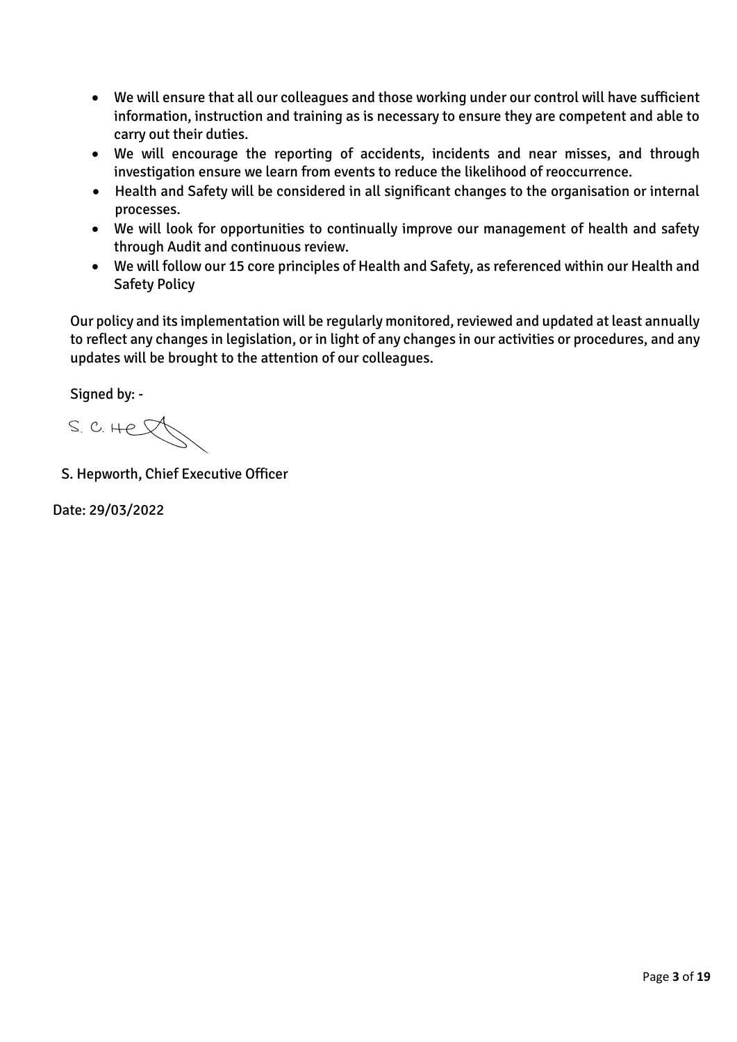- We will ensure that all our colleagues and those working under our control will have sufficient information, instruction and training as is necessary to ensure they are competent and able to carry out their duties.
- We will encourage the reporting of accidents, incidents and near misses, and through investigation ensure we learn from events to reduce the likelihood of reoccurrence.
- Health and Safety will be considered in all significant changes to the organisation or internal processes.
- We will look for opportunities to continually improve our management of health and safety through Audit and continuous review.
- We will follow our 15 core principles of Health and Safety, as referenced within our Health and Safety Policy

Our policy and its implementation will be regularly monitored, reviewed and updated at least annually to reflect any changes in legislation, or in light of any changes in our activities or procedures, and any updates will be brought to the attention of our colleagues.

Signed by: -

S. C. He

S. Hepworth, Chief Executive Officer

Date: 29/03/2022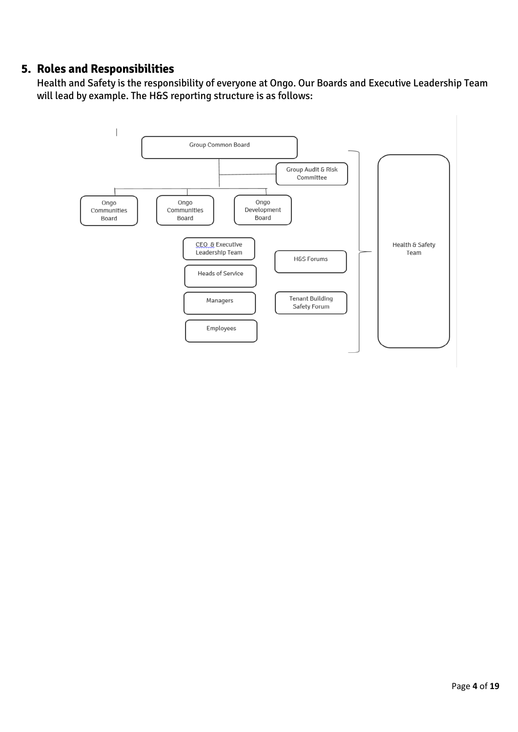## 5. Roles and Responsibilities

Health and Safety is the responsibility of everyone at Ongo. Our Boards and Executive Leadership Team will lead by example. The H&S reporting structure is as follows:

Group Common Board

Group Audit & Risk Committee

Ongo Communities Board

Ongo Communities Board

Ongo Development Board

CEO & Executive Leadership Team

Heads of Service

Managers

Employees

H&S Forums

Tenant Building Safety Forum

Health & Safety Team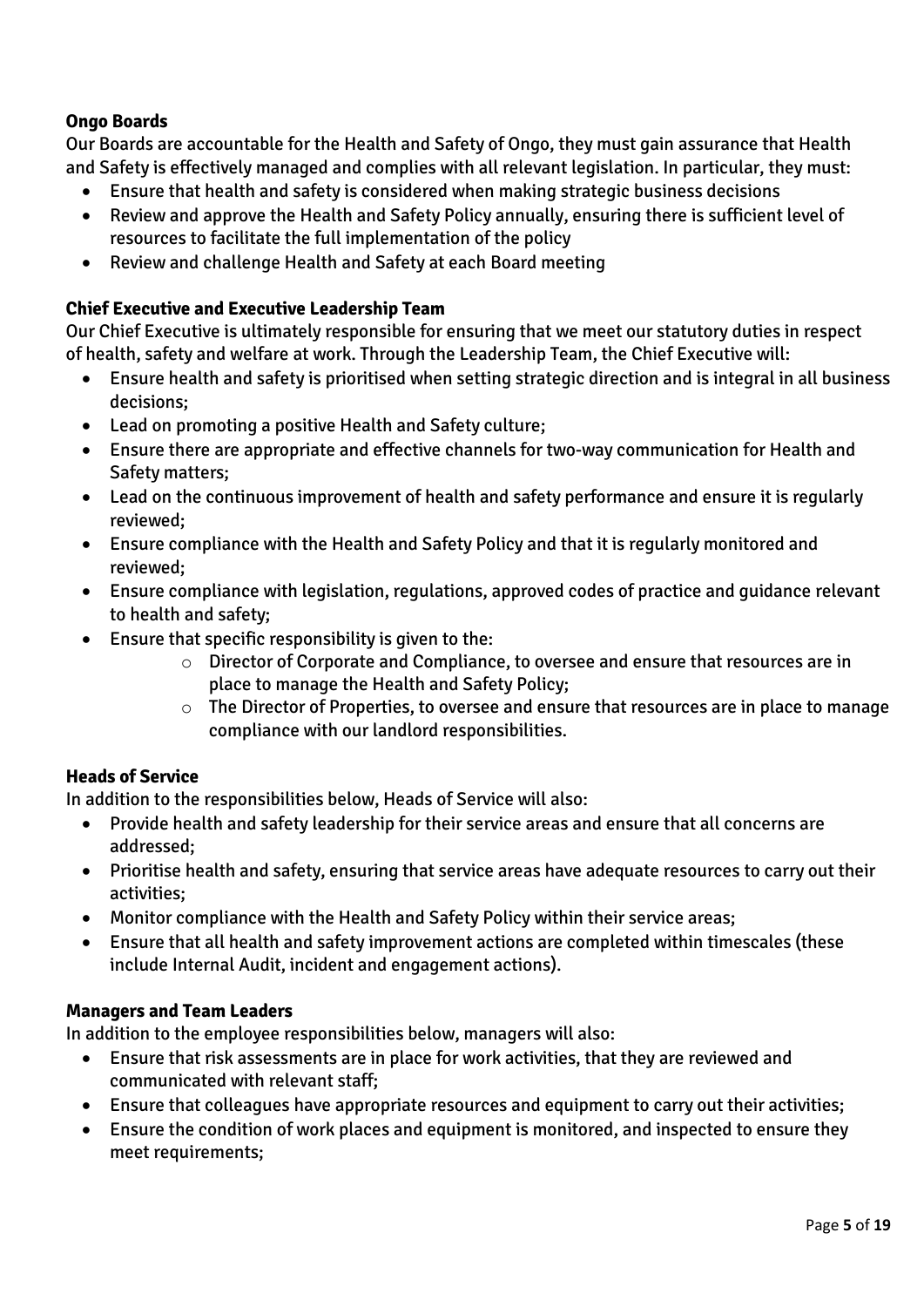**Ongo Boards**

Our Boards are accountable for the Health and Safety of Ongo, they must gain assurance that Health and Safety is effectively managed and complies with all relevant legislation. In particular, they must:

- Ensure that health and safety is considered when making strategic business decisions
- Review and approve the Health and Safety Policy annually, ensuring there is sufficient level of resources to facilitate the full implementation of the policy
- Review and challenge Health and Safety at each Board meeting

**Chief Executive and Executive Leadership Team**

Our Chief Executive is ultimately responsible for ensuring that we meet our statutory duties in respect of health, safety and welfare at work. Through the Leadership Team, the Chief Executive will:

- Ensure health and safety is prioritised when setting strategic direction and is integral in all business decisions;
- Lead on promoting a positive Health and Safety culture;
- Ensure there are appropriate and effective channels for two-way communication for Health and Safety matters;
- Lead on the continuous improvement of health and safety performance and ensure it is regularly reviewed;
- Ensure compliance with the Health and Safety Policy and that it is regularly monitored and reviewed;
- Ensure compliance with legislation, regulations, approved codes of practice and guidance relevant to health and safety;
- Ensure that specific responsibility is given to the:
  - Director of Corporate and Compliance, to oversee and ensure that resources are in place to manage the Health and Safety Policy;
  - The Director of Properties, to oversee and ensure that resources are in place to manage compliance with our landlord responsibilities.

**Heads of Service**

In addition to the responsibilities below, Heads of Service will also:

- Provide health and safety leadership for their service areas and ensure that all concerns are addressed;
- Prioritise health and safety, ensuring that service areas have adequate resources to carry out their activities;
- Monitor compliance with the Health and Safety Policy within their service areas;
- Ensure that all health and safety improvement actions are completed within timescales (these include Internal Audit, incident and engagement actions).

**Managers and Team Leaders**

In addition to the employee responsibilities below, managers will also:

- Ensure that risk assessments are in place for work activities, that they are reviewed and communicated with relevant staff;
- Ensure that colleagues have appropriate resources and equipment to carry out their activities;
- Ensure the condition of work places and equipment is monitored, and inspected to ensure they meet requirements;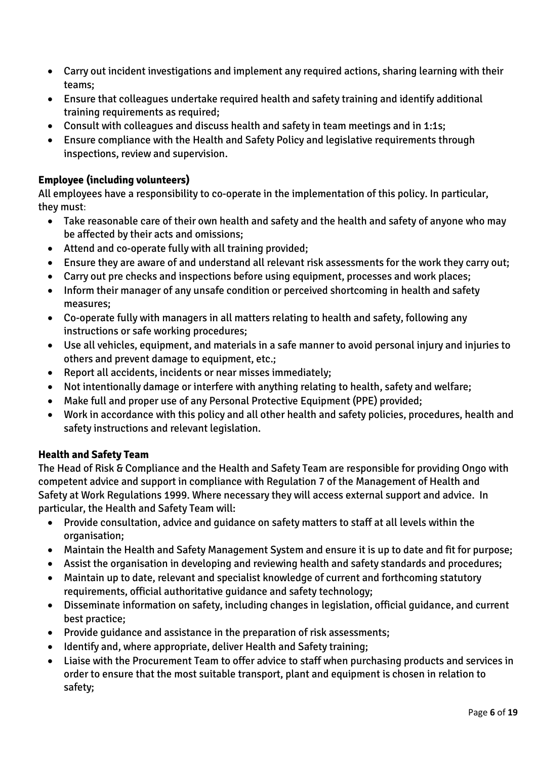- Carry out incident investigations and implement any required actions, sharing learning with their teams;
- Ensure that colleagues undertake required health and safety training and identify additional training requirements as required;
- Consult with colleagues and discuss health and safety in team meetings and in 1:1s;
- Ensure compliance with the Health and Safety Policy and legislative requirements through inspections, review and supervision.

**Employee (including volunteers)**

All employees have a responsibility to co-operate in the implementation of this policy. In particular, they must:

- Take reasonable care of their own health and safety and the health and safety of anyone who may be affected by their acts and omissions;
- Attend and co-operate fully with all training provided;
- Ensure they are aware of and understand all relevant risk assessments for the work they carry out;
- Carry out pre checks and inspections before using equipment, processes and work places;
- Inform their manager of any unsafe condition or perceived shortcoming in health and safety measures;
- Co-operate fully with managers in all matters relating to health and safety, following any instructions or safe working procedures;
- Use all vehicles, equipment, and materials in a safe manner to avoid personal injury and injuries to others and prevent damage to equipment, etc.;
- Report all accidents, incidents or near misses immediately;
- Not intentionally damage or interfere with anything relating to health, safety and welfare;
- Make full and proper use of any Personal Protective Equipment (PPE) provided;
- Work in accordance with this policy and all other health and safety policies, procedures, health and safety instructions and relevant legislation.

**Health and Safety Team**

The Head of Risk & Compliance and the Health and Safety Team are responsible for providing Ongo with competent advice and support in compliance with Regulation 7 of the Management of Health and Safety at Work Regulations 1999. Where necessary they will access external support and advice. In particular, the Health and Safety Team will:

- Provide consultation, advice and guidance on safety matters to staff at all levels within the organisation;
- Maintain the Health and Safety Management System and ensure it is up to date and fit for purpose;
- Assist the organisation in developing and reviewing health and safety standards and procedures;
- Maintain up to date, relevant and specialist knowledge of current and forthcoming statutory requirements, official authoritative guidance and safety technology;
- Disseminate information on safety, including changes in legislation, official guidance, and current best practice;
- Provide guidance and assistance in the preparation of risk assessments;
- Identify and, where appropriate, deliver Health and Safety training;
- Liaise with the Procurement Team to offer advice to staff when purchasing products and services in order to ensure that the most suitable transport, plant and equipment is chosen in relation to safety;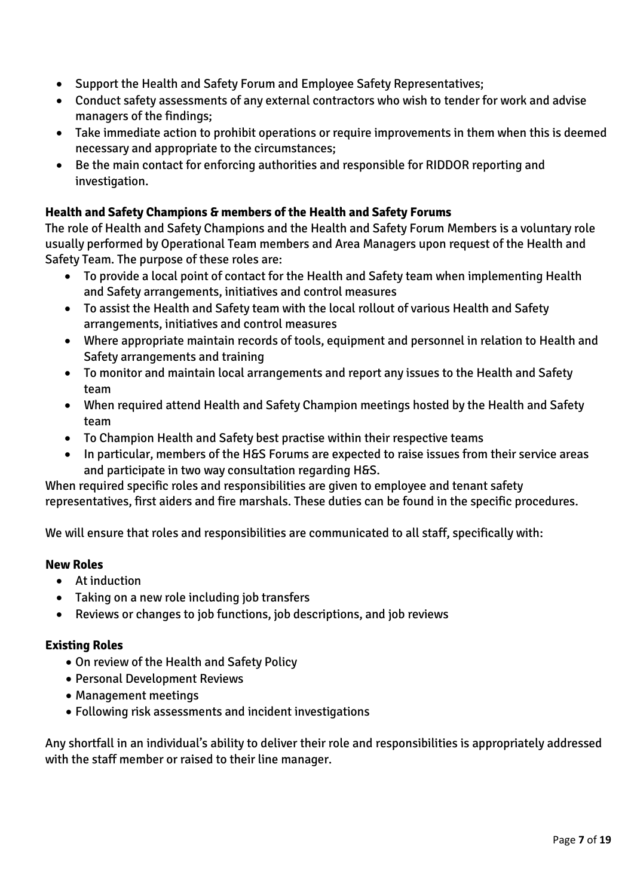- Support the Health and Safety Forum and Employee Safety Representatives;
- Conduct safety assessments of any external contractors who wish to tender for work and advise managers of the findings;
- Take immediate action to prohibit operations or require improvements in them when this is deemed necessary and appropriate to the circumstances;
- Be the main contact for enforcing authorities and responsible for RIDDOR reporting and investigation.

**Health and Safety Champions & members of the Health and Safety Forums**

The role of Health and Safety Champions and the Health and Safety Forum Members is a voluntary role usually performed by Operational Team members and Area Managers upon request of the Health and Safety Team. The purpose of these roles are:

- To provide a local point of contact for the Health and Safety team when implementing Health and Safety arrangements, initiatives and control measures
- To assist the Health and Safety team with the local rollout of various Health and Safety arrangements, initiatives and control measures
- Where appropriate maintain records of tools, equipment and personnel in relation to Health and Safety arrangements and training
- To monitor and maintain local arrangements and report any issues to the Health and Safety team
- When required attend Health and Safety Champion meetings hosted by the Health and Safety team
- To Champion Health and Safety best practise within their respective teams
- In particular, members of the H&S Forums are expected to raise issues from their service areas and participate in two way consultation regarding H&S.

When required specific roles and responsibilities are given to employee and tenant safety representatives, first aiders and fire marshals. These duties can be found in the specific procedures.

We will ensure that roles and responsibilities are communicated to all staff, specifically with:

**New Roles**

- At induction
- Taking on a new role including job transfers
- Reviews or changes to job functions, job descriptions, and job reviews

**Existing Roles**

- On review of the Health and Safety Policy
- Personal Development Reviews
- Management meetings
- Following risk assessments and incident investigations

Any shortfall in an individual's ability to deliver their role and responsibilities is appropriately addressed with the staff member or raised to their line manager.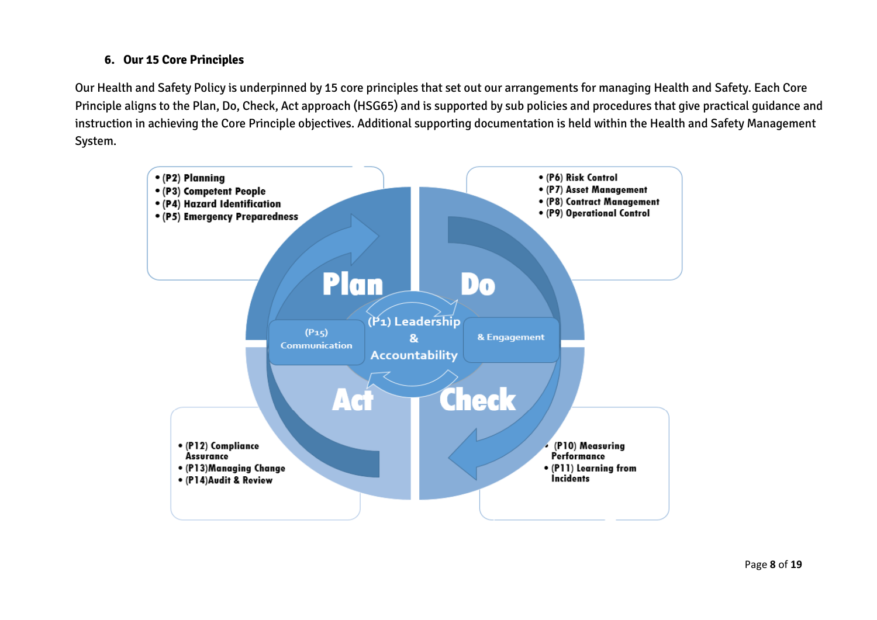## 6. Our 15 Core Principles

Our Health and Safety Policy is underpinned by 15 core principles that set out our arrangements for managing Health and Safety. Each Core Principle aligns to the Plan, Do, Check, Act approach (HSG65) and is supported by sub policies and procedures that give practical guidance and instruction in achieving the Core Principle objectives. Additional supporting documentation is held within the Health and Safety Management System.

- (P2) Planning
- (P3) Competent People
- (P4) Hazard Identification
- (P5) Emergency Preparedness

- (P6) Risk Control
- (P7) Asset Management
- (P8) Contract Management
- (P9) Operational Control

Plan

Do

(P15) Communication

(P1) Leadership & Accountability

& Engagement

Act

Check

- (P12) Compliance Assurance
- (P13)Managing Change
- (P14)Audit & Review

- (P10) Measuring Performance
- (P11) Learning from Incidents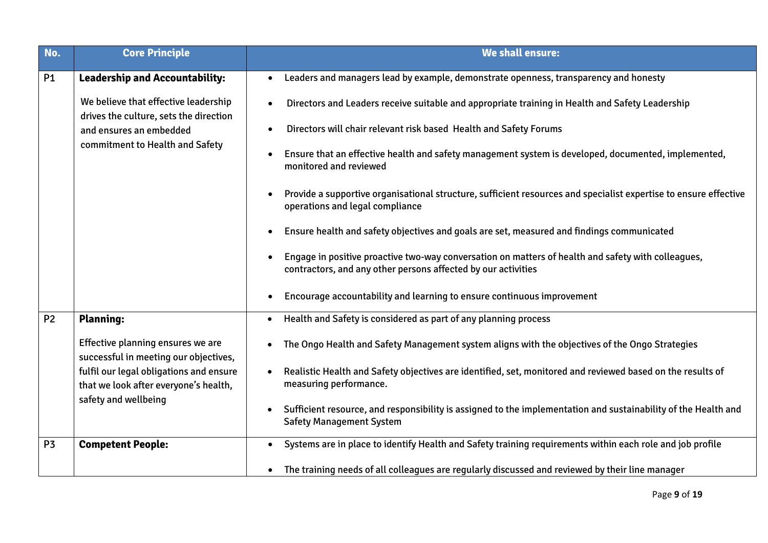| No. | Core Principle | We shall ensure: |
|---|---|---|
| P1 | **Leadership and Accountability:**<br><br>We believe that effective leadership drives the culture, sets the direction and ensures an embedded commitment to Health and Safety | • Leaders and managers lead by example, demonstrate openness, transparency and honesty<br>• Directors and Leaders receive suitable and appropriate training in Health and Safety Leadership<br>• Directors will chair relevant risk based Health and Safety Forums<br>• Ensure that an effective health and safety management system is developed, documented, implemented, monitored and reviewed<br>• Provide a supportive organisational structure, sufficient resources and specialist expertise to ensure effective operations and legal compliance<br>• Ensure health and safety objectives and goals are set, measured and findings communicated<br>• Engage in positive proactive two-way conversation on matters of health and safety with colleagues, contractors, and any other persons affected by our activities<br>• Encourage accountability and learning to ensure continuous improvement |
| P2 | **Planning:**<br><br>Effective planning ensures we are successful in meeting our objectives, fulfil our legal obligations and ensure that we look after everyone's health, safety and wellbeing | • Health and Safety is considered as part of any planning process<br>• The Ongo Health and Safety Management system aligns with the objectives of the Ongo Strategies<br>• Realistic Health and Safety objectives are identified, set, monitored and reviewed based on the results of measuring performance.<br>• Sufficient resource, and responsibility is assigned to the implementation and sustainability of the Health and Safety Management System |
| P3 | **Competent People:** | • Systems are in place to identify Health and Safety training requirements within each role and job profile<br>• The training needs of all colleagues are regularly discussed and reviewed by their line manager |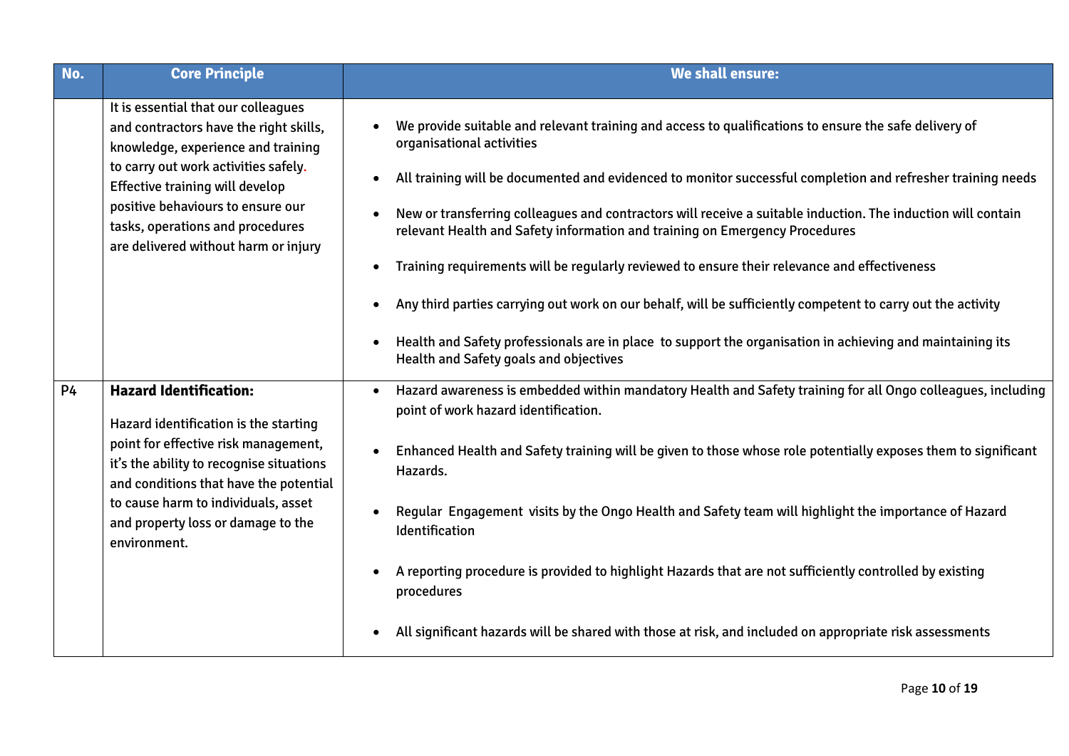| No. | Core Principle | We shall ensure: |
|---|---|---|
| | It is essential that our colleagues and contractors have the right skills, knowledge, experience and training to carry out work activities safely. Effective training will develop positive behaviours to ensure our tasks, operations and procedures are delivered without harm or injury | • We provide suitable and relevant training and access to qualifications to ensure the safe delivery of organisational activities<br><br>• All training will be documented and evidenced to monitor successful completion and refresher training needs<br><br>• New or transferring colleagues and contractors will receive a suitable induction. The induction will contain relevant Health and Safety information and training on Emergency Procedures<br><br>• Training requirements will be regularly reviewed to ensure their relevance and effectiveness<br><br>• Any third parties carrying out work on our behalf, will be sufficiently competent to carry out the activity<br><br>• Health and Safety professionals are in place to support the organisation in achieving and maintaining its Health and Safety goals and objectives |
| P4 | **Hazard Identification:**<br><br>Hazard identification is the starting point for effective risk management, it's the ability to recognise situations and conditions that have the potential to cause harm to individuals, asset and property loss or damage to the environment. | • Hazard awareness is embedded within mandatory Health and Safety training for all Ongo colleagues, including point of work hazard identification.<br><br>• Enhanced Health and Safety training will be given to those whose role potentially exposes them to significant Hazards.<br><br>• Regular Engagement visits by the Ongo Health and Safety team will highlight the importance of Hazard Identification<br><br>• A reporting procedure is provided to highlight Hazards that are not sufficiently controlled by existing procedures<br><br>• All significant hazards will be shared with those at risk, and included on appropriate risk assessments |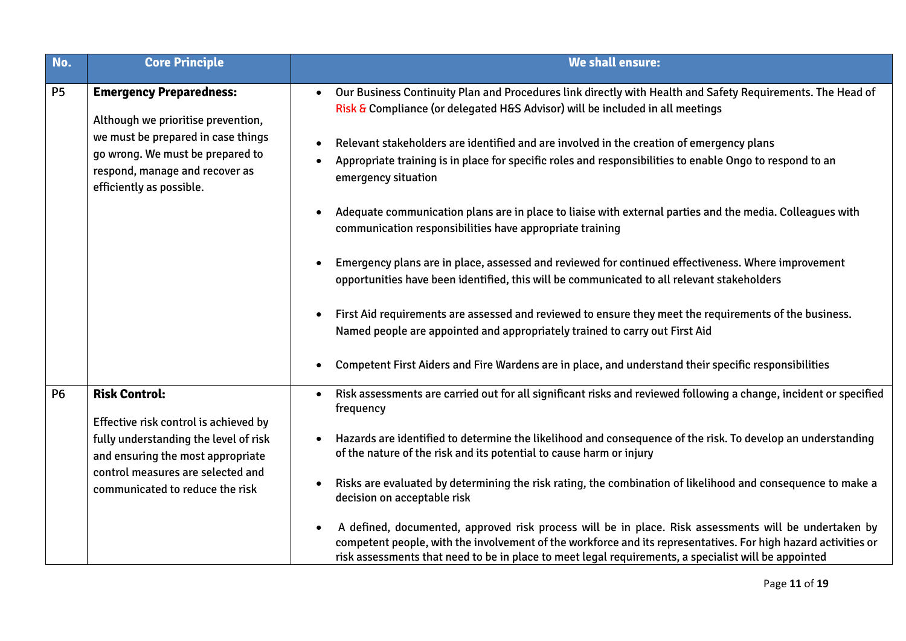| No. | Core Principle | We shall ensure: |
|---|---|---|
| P5 | **Emergency Preparedness:**<br><br>Although we prioritise prevention, we must be prepared in case things go wrong. We must be prepared to respond, manage and recover as efficiently as possible. | • Our Business Continuity Plan and Procedures link directly with Health and Safety Requirements. The Head of Risk & Compliance (or delegated H&S Advisor) will be included in all meetings<br><br>• Relevant stakeholders are identified and are involved in the creation of emergency plans<br>• Appropriate training is in place for specific roles and responsibilities to enable Ongo to respond to an emergency situation<br><br>• Adequate communication plans are in place to liaise with external parties and the media. Colleagues with communication responsibilities have appropriate training<br><br>• Emergency plans are in place, assessed and reviewed for continued effectiveness. Where improvement opportunities have been identified, this will be communicated to all relevant stakeholders<br><br>• First Aid requirements are assessed and reviewed to ensure they meet the requirements of the business. Named people are appointed and appropriately trained to carry out First Aid<br><br>• Competent First Aiders and Fire Wardens are in place, and understand their specific responsibilities |
| P6 | **Risk Control:**<br><br>Effective risk control is achieved by fully understanding the level of risk and ensuring the most appropriate control measures are selected and communicated to reduce the risk | • Risk assessments are carried out for all significant risks and reviewed following a change, incident or specified frequency<br><br>• Hazards are identified to determine the likelihood and consequence of the risk. To develop an understanding of the nature of the risk and its potential to cause harm or injury<br><br>• Risks are evaluated by determining the risk rating, the combination of likelihood and consequence to make a decision on acceptable risk<br><br>• A defined, documented, approved risk process will be in place. Risk assessments will be undertaken by competent people, with the involvement of the workforce and its representatives. For high hazard activities or risk assessments that need to be in place to meet legal requirements, a specialist will be appointed |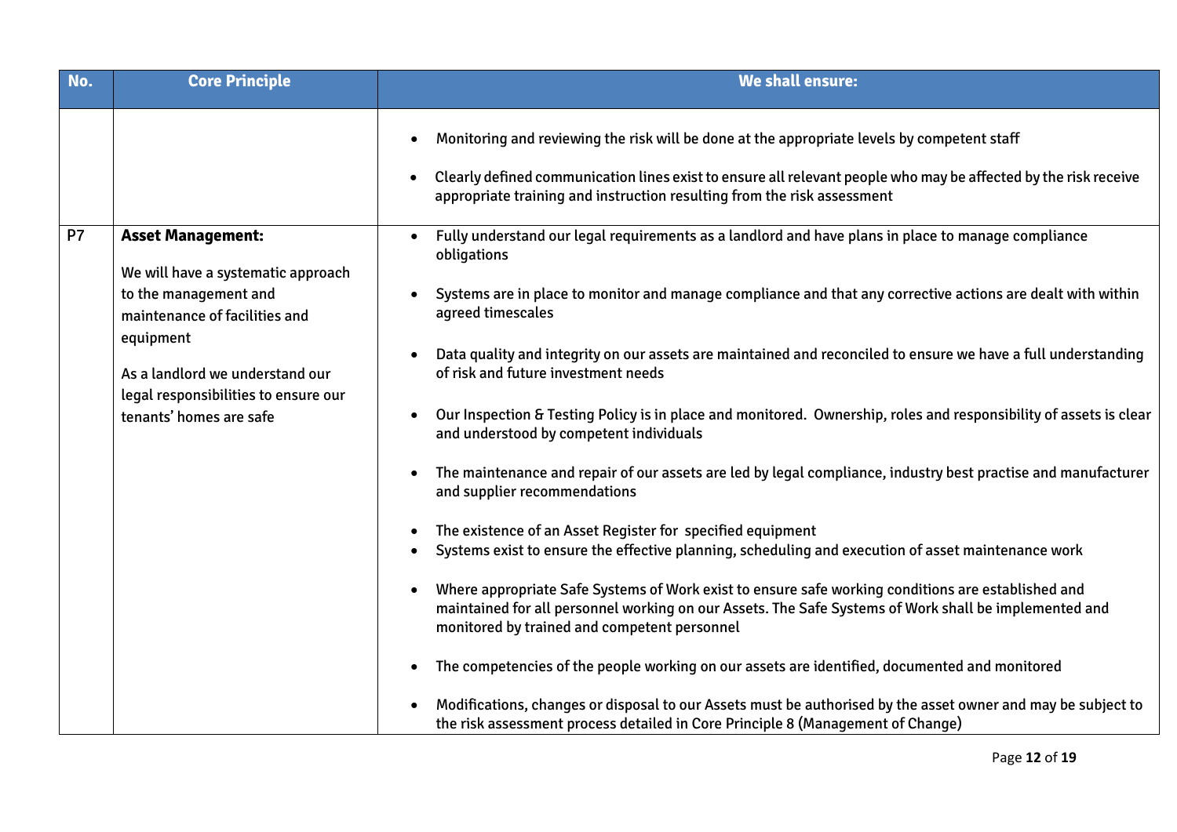| No. | Core Principle | We shall ensure: |
|---|---|---|
| | | • Monitoring and reviewing the risk will be done at the appropriate levels by competent staff<br><br>• Clearly defined communication lines exist to ensure all relevant people who may be affected by the risk receive appropriate training and instruction resulting from the risk assessment |
| P7 | **Asset Management:**<br><br>We will have a systematic approach to the management and maintenance of facilities and equipment<br><br>As a landlord we understand our legal responsibilities to ensure our tenants' homes are safe | • Fully understand our legal requirements as a landlord and have plans in place to manage compliance obligations<br><br>• Systems are in place to monitor and manage compliance and that any corrective actions are dealt with within agreed timescales<br><br>• Data quality and integrity on our assets are maintained and reconciled to ensure we have a full understanding of risk and future investment needs<br><br>• Our Inspection & Testing Policy is in place and monitored. Ownership, roles and responsibility of assets is clear and understood by competent individuals<br><br>• The maintenance and repair of our assets are led by legal compliance, industry best practise and manufacturer and supplier recommendations<br><br>• The existence of an Asset Register for specified equipment<br>• Systems exist to ensure the effective planning, scheduling and execution of asset maintenance work<br><br>• Where appropriate Safe Systems of Work exist to ensure safe working conditions are established and maintained for all personnel working on our Assets. The Safe Systems of Work shall be implemented and monitored by trained and competent personnel<br><br>• The competencies of the people working on our assets are identified, documented and monitored<br><br>• Modifications, changes or disposal to our Assets must be authorised by the asset owner and may be subject to the risk assessment process detailed in Core Principle 8 (Management of Change) |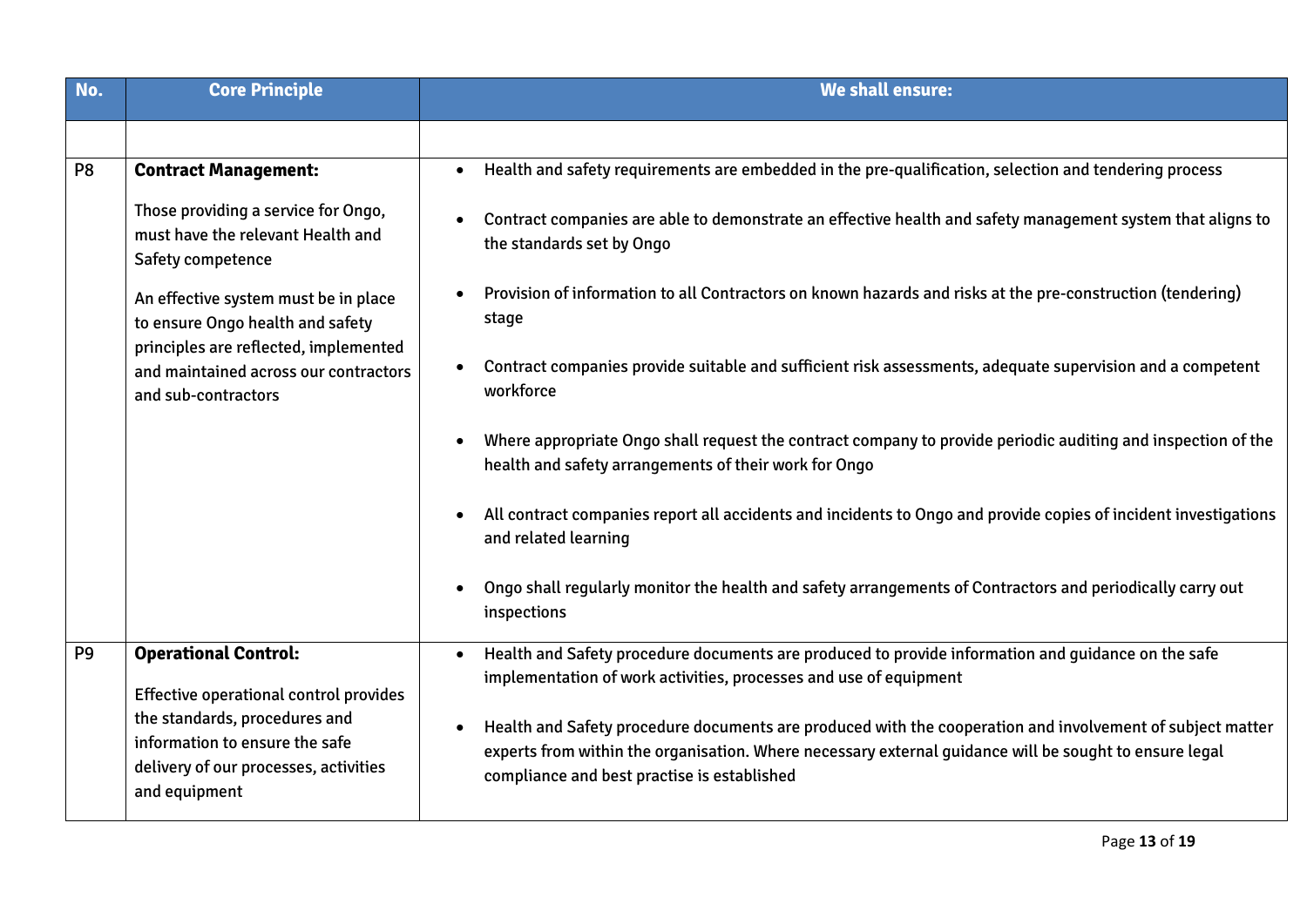| No. | Core Principle | We shall ensure: |
| --- | --- | --- |
| | | |
| P8 | **Contract Management:**<br><br>Those providing a service for Ongo, must have the relevant Health and Safety competence<br><br>An effective system must be in place to ensure Ongo health and safety principles are reflected, implemented and maintained across our contractors and sub-contractors | • Health and safety requirements are embedded in the pre-qualification, selection and tendering process<br><br>• Contract companies are able to demonstrate an effective health and safety management system that aligns to the standards set by Ongo<br><br>• Provision of information to all Contractors on known hazards and risks at the pre-construction (tendering) stage<br><br>• Contract companies provide suitable and sufficient risk assessments, adequate supervision and a competent workforce<br><br>• Where appropriate Ongo shall request the contract company to provide periodic auditing and inspection of the health and safety arrangements of their work for Ongo<br><br>• All contract companies report all accidents and incidents to Ongo and provide copies of incident investigations and related learning<br><br>• Ongo shall regularly monitor the health and safety arrangements of Contractors and periodically carry out inspections |
| P9 | **Operational Control:**<br><br>Effective operational control provides the standards, procedures and information to ensure the safe delivery of our processes, activities and equipment | • Health and Safety procedure documents are produced to provide information and guidance on the safe implementation of work activities, processes and use of equipment<br><br>• Health and Safety procedure documents are produced with the cooperation and involvement of subject matter experts from within the organisation. Where necessary external guidance will be sought to ensure legal compliance and best practise is established |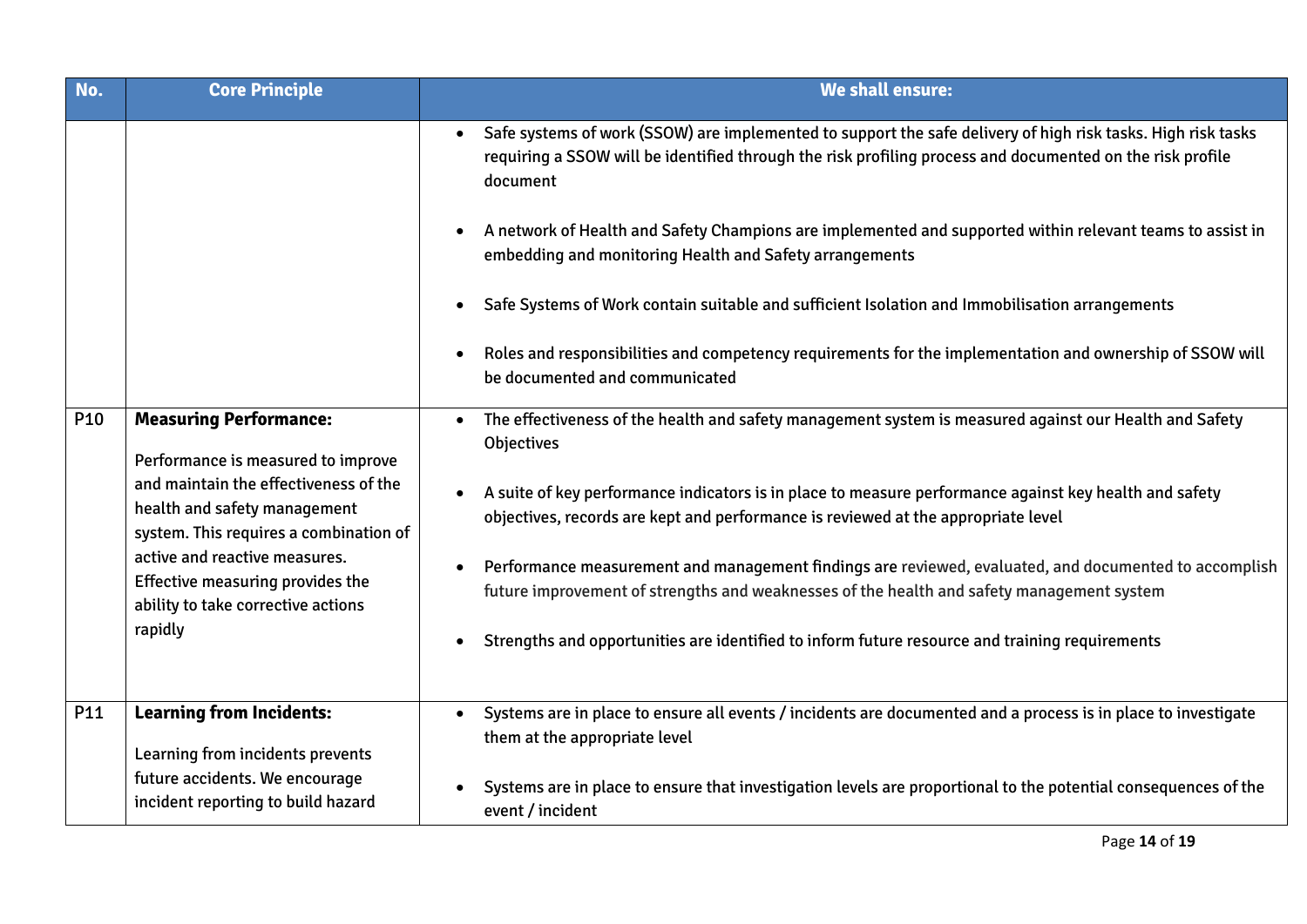| No. | Core Principle | We shall ensure: |
|---|---|---|
| | | • Safe systems of work (SSOW) are implemented to support the safe delivery of high risk tasks. High risk tasks requiring a SSOW will be identified through the risk profiling process and documented on the risk profile document<br><br>• A network of Health and Safety Champions are implemented and supported within relevant teams to assist in embedding and monitoring Health and Safety arrangements<br><br>• Safe Systems of Work contain suitable and sufficient Isolation and Immobilisation arrangements<br><br>• Roles and responsibilities and competency requirements for the implementation and ownership of SSOW will be documented and communicated |
| P10 | **Measuring Performance:**<br><br>Performance is measured to improve and maintain the effectiveness of the health and safety management system. This requires a combination of active and reactive measures. Effective measuring provides the ability to take corrective actions rapidly | • The effectiveness of the health and safety management system is measured against our Health and Safety Objectives<br><br>• A suite of key performance indicators is in place to measure performance against key health and safety objectives, records are kept and performance is reviewed at the appropriate level<br><br>• Performance measurement and management findings are reviewed, evaluated, and documented to accomplish future improvement of strengths and weaknesses of the health and safety management system<br><br>• Strengths and opportunities are identified to inform future resource and training requirements |
| P11 | **Learning from Incidents:**<br><br>Learning from incidents prevents future accidents. We encourage incident reporting to build hazard | • Systems are in place to ensure all events / incidents are documented and a process is in place to investigate them at the appropriate level<br><br>• Systems are in place to ensure that investigation levels are proportional to the potential consequences of the event / incident |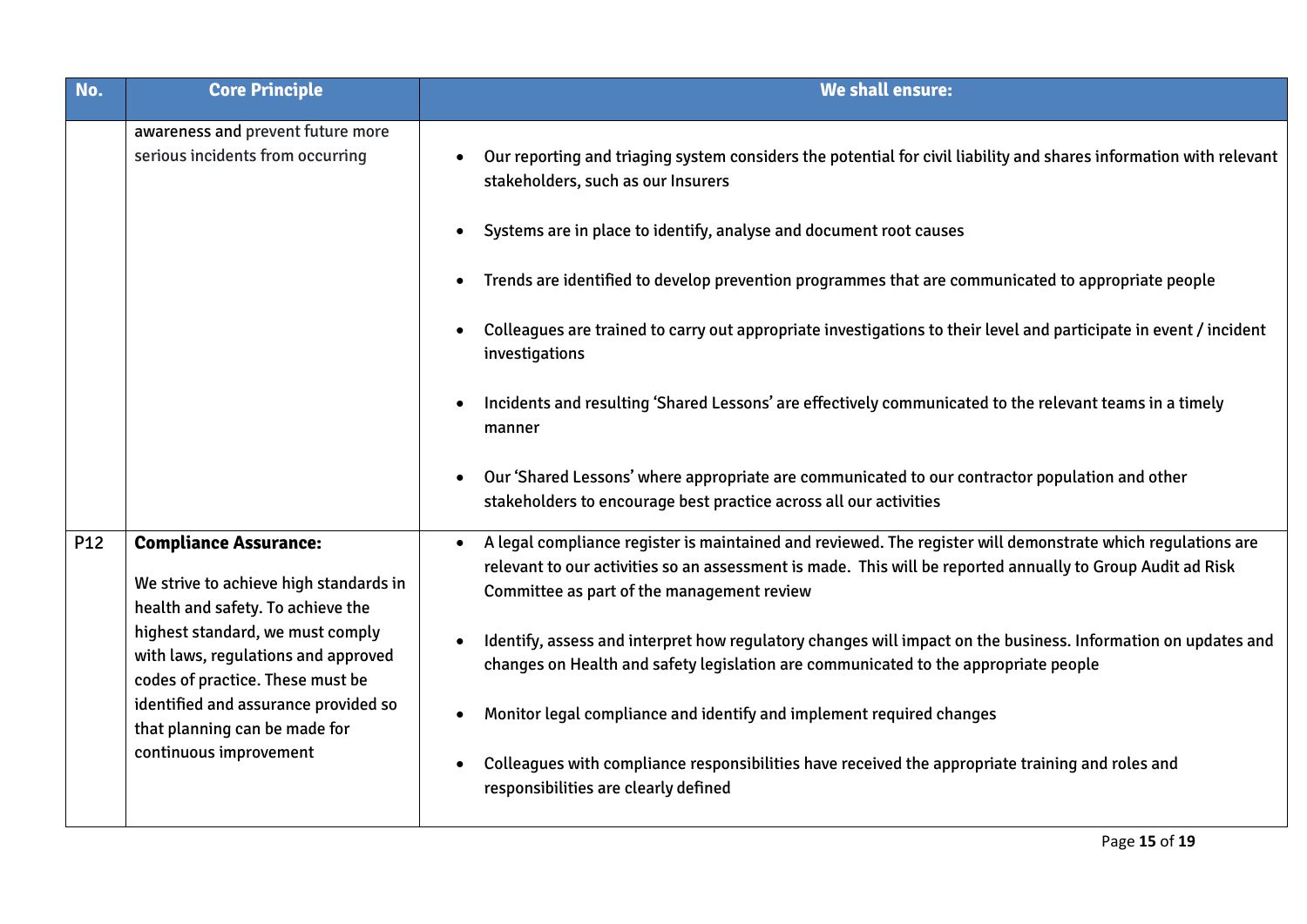| No. | Core Principle | We shall ensure: |
|---|---|---|
| | awareness and prevent future more serious incidents from occurring | • Our reporting and triaging system considers the potential for civil liability and shares information with relevant stakeholders, such as our Insurers<br><br>• Systems are in place to identify, analyse and document root causes<br><br>• Trends are identified to develop prevention programmes that are communicated to appropriate people<br><br>• Colleagues are trained to carry out appropriate investigations to their level and participate in event / incident investigations<br><br>• Incidents and resulting 'Shared Lessons' are effectively communicated to the relevant teams in a timely manner<br><br>• Our 'Shared Lessons' where appropriate are communicated to our contractor population and other stakeholders to encourage best practice across all our activities |
| P12 | **Compliance Assurance:**<br><br>We strive to achieve high standards in health and safety. To achieve the highest standard, we must comply with laws, regulations and approved codes of practice. These must be identified and assurance provided so that planning can be made for continuous improvement | • A legal compliance register is maintained and reviewed. The register will demonstrate which regulations are relevant to our activities so an assessment is made. This will be reported annually to Group Audit ad Risk Committee as part of the management review<br><br>• Identify, assess and interpret how regulatory changes will impact on the business. Information on updates and changes on Health and safety legislation are communicated to the appropriate people<br><br>• Monitor legal compliance and identify and implement required changes<br><br>• Colleagues with compliance responsibilities have received the appropriate training and roles and responsibilities are clearly defined |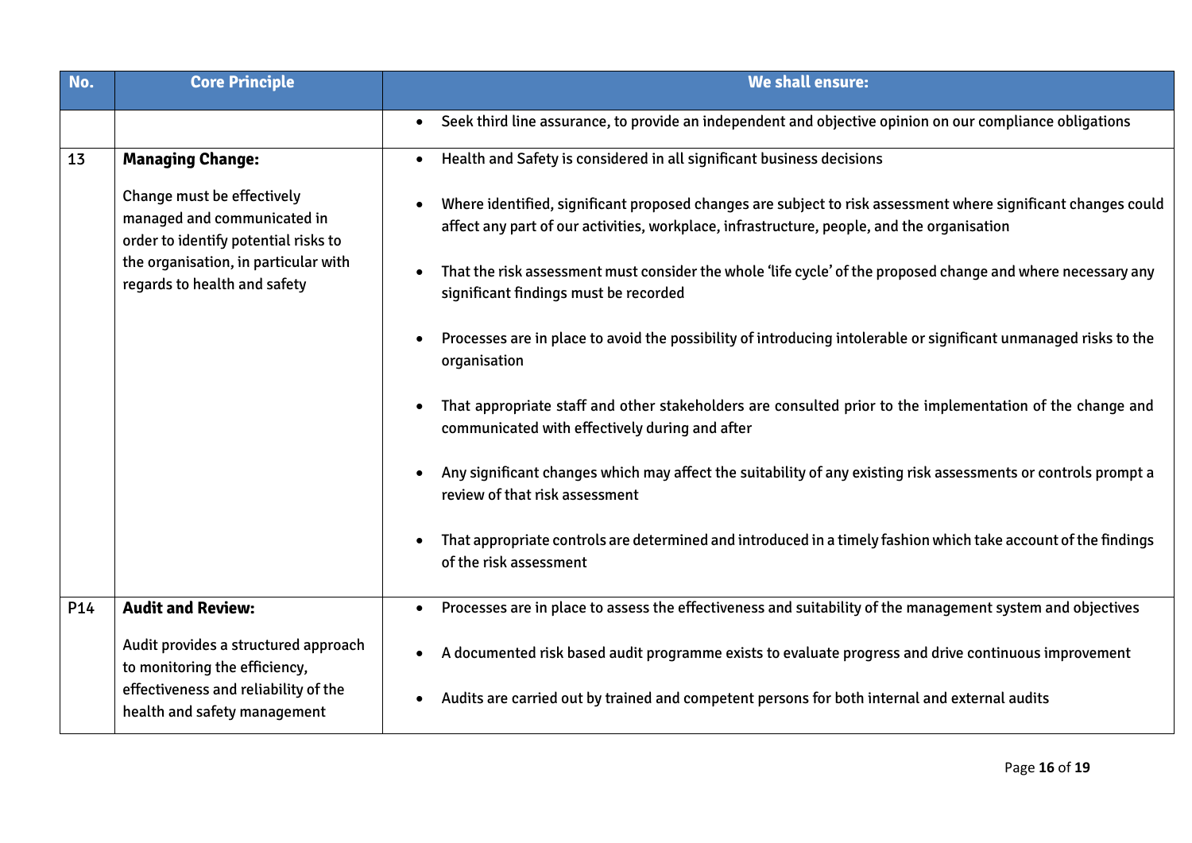| No. | Core Principle | We shall ensure: |
|---|---|---|
| | | • Seek third line assurance, to provide an independent and objective opinion on our compliance obligations |
| 13 | **Managing Change:**<br><br>Change must be effectively managed and communicated in order to identify potential risks to the organisation, in particular with regards to health and safety | • Health and Safety is considered in all significant business decisions<br><br>• Where identified, significant proposed changes are subject to risk assessment where significant changes could affect any part of our activities, workplace, infrastructure, people, and the organisation<br><br>• That the risk assessment must consider the whole 'life cycle' of the proposed change and where necessary any significant findings must be recorded<br><br>• Processes are in place to avoid the possibility of introducing intolerable or significant unmanaged risks to the organisation<br><br>• That appropriate staff and other stakeholders are consulted prior to the implementation of the change and communicated with effectively during and after<br><br>• Any significant changes which may affect the suitability of any existing risk assessments or controls prompt a review of that risk assessment<br><br>• That appropriate controls are determined and introduced in a timely fashion which take account of the findings of the risk assessment |
| P14 | **Audit and Review:**<br><br>Audit provides a structured approach to monitoring the efficiency, effectiveness and reliability of the health and safety management | • Processes are in place to assess the effectiveness and suitability of the management system and objectives<br><br>• A documented risk based audit programme exists to evaluate progress and drive continuous improvement<br><br>• Audits are carried out by trained and competent persons for both internal and external audits |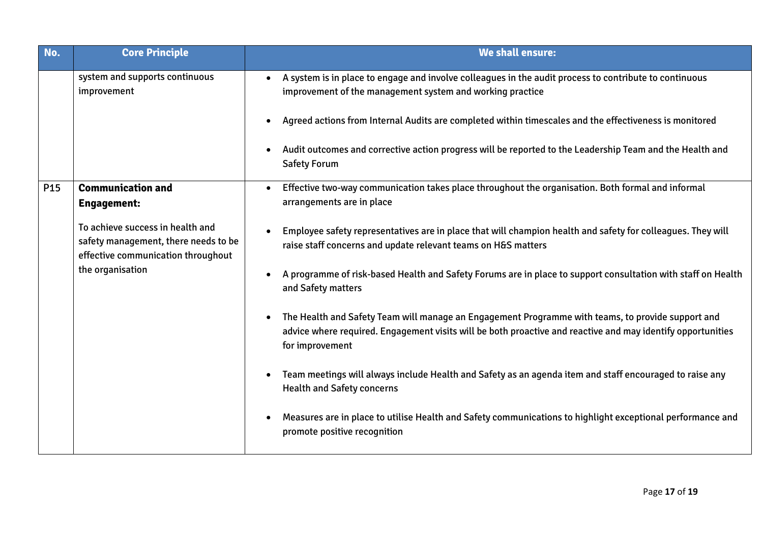| No. | Core Principle | We shall ensure: |
| --- | --- | --- |
| | system and supports continuous improvement | • A system is in place to engage and involve colleagues in the audit process to contribute to continuous improvement of the management system and working practice<br><br>• Agreed actions from Internal Audits are completed within timescales and the effectiveness is monitored<br><br>• Audit outcomes and corrective action progress will be reported to the Leadership Team and the Health and Safety Forum |
| P15 | **Communication and Engagement:**<br><br>To achieve success in health and safety management, there needs to be effective communication throughout the organisation | • Effective two-way communication takes place throughout the organisation. Both formal and informal arrangements are in place<br><br>• Employee safety representatives are in place that will champion health and safety for colleagues. They will raise staff concerns and update relevant teams on H&S matters<br><br>• A programme of risk-based Health and Safety Forums are in place to support consultation with staff on Health and Safety matters<br><br>• The Health and Safety Team will manage an Engagement Programme with teams, to provide support and advice where required. Engagement visits will be both proactive and reactive and may identify opportunities for improvement<br><br>• Team meetings will always include Health and Safety as an agenda item and staff encouraged to raise any Health and Safety concerns<br><br>• Measures are in place to utilise Health and Safety communications to highlight exceptional performance and promote positive recognition |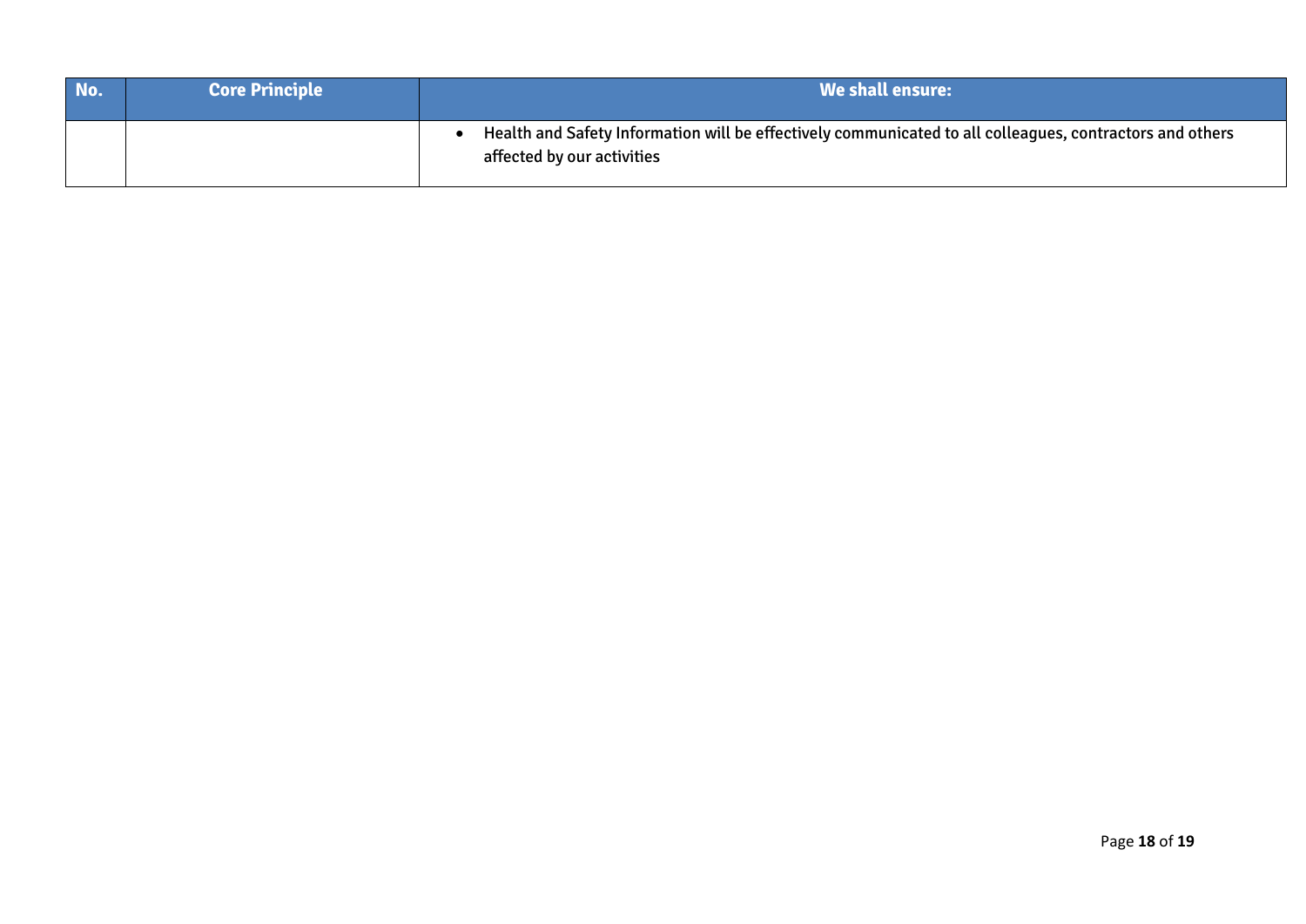| No. | Core Principle | We shall ensure: |
|---|---|---|
| | | • Health and Safety Information will be effectively communicated to all colleagues, contractors and others affected by our activities |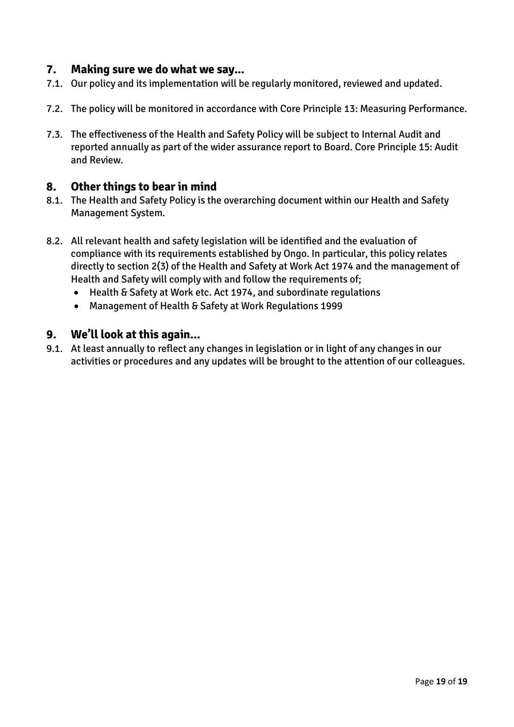## 7. Making sure we do what we say…

7.1. Our policy and its implementation will be regularly monitored, reviewed and updated.

7.2. The policy will be monitored in accordance with Core Principle 13: Measuring Performance.

7.3. The effectiveness of the Health and Safety Policy will be subject to Internal Audit and reported annually as part of the wider assurance report to Board. Core Principle 15: Audit and Review.

## 8. Other things to bear in mind

8.1. The Health and Safety Policy is the overarching document within our Health and Safety Management System.

8.2. All relevant health and safety legislation will be identified and the evaluation of compliance with its requirements established by Ongo. In particular, this policy relates directly to section 2(3) of the Health and Safety at Work Act 1974 and the management of Health and Safety will comply with and follow the requirements of;

- Health & Safety at Work etc. Act 1974, and subordinate regulations
- Management of Health & Safety at Work Regulations 1999

## 9. We'll look at this again…

9.1. At least annually to reflect any changes in legislation or in light of any changes in our activities or procedures and any updates will be brought to the attention of our colleagues.